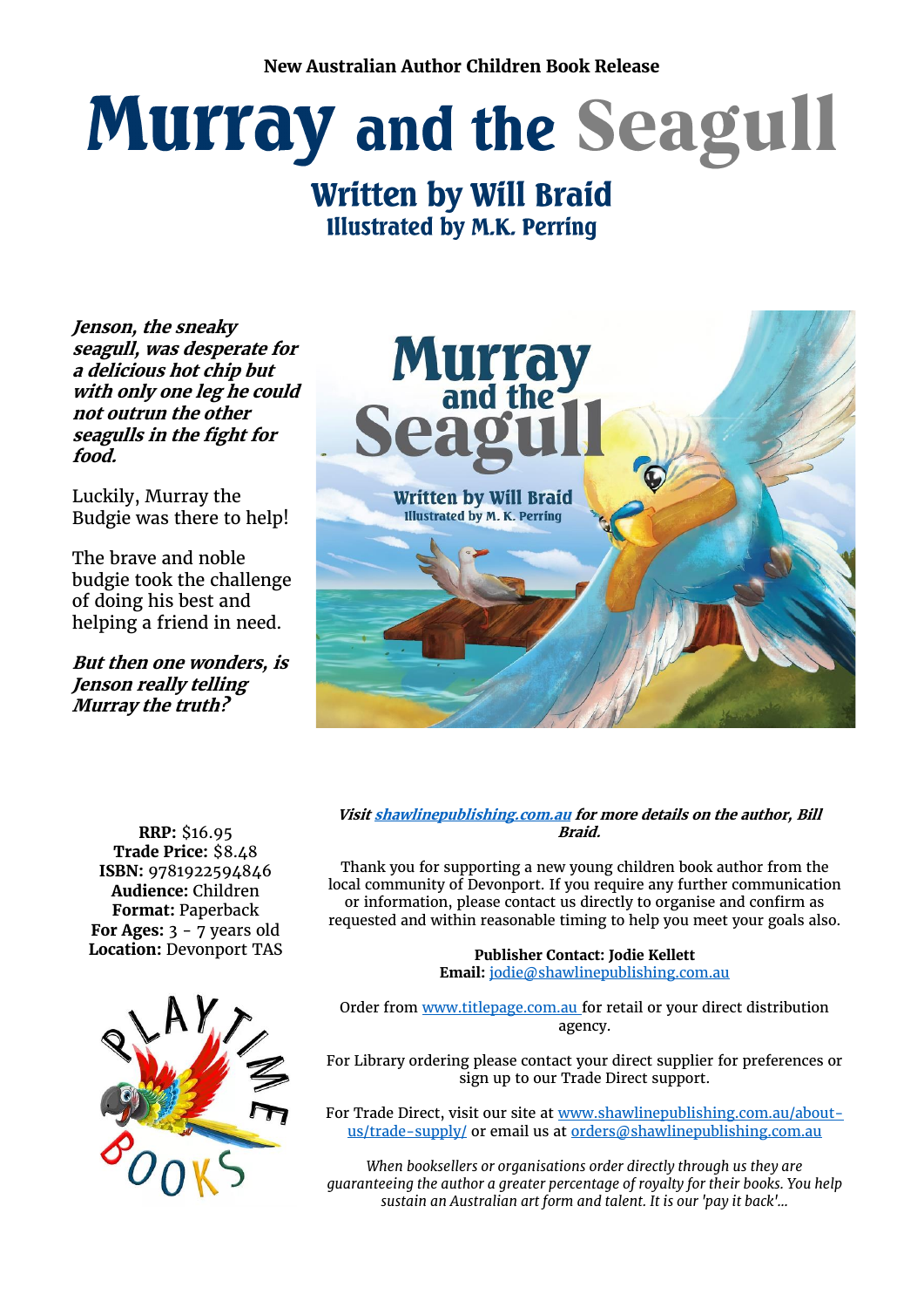**New Australian Author Children Book Release**

# Murray and the Seagull

## Written by Will Braid

### Illustrated by M.K. Perring

***Jenson, the sneaky seagull, was desperate for a delicious hot chip but with only one leg he could not outrun the other seagulls in the fight for food.***

Luckily, Murray the Budgie was there to help!

The brave and noble budgie took the challenge of doing his best and helping a friend in need.

***But then one wonders, is Jenson really telling Murray the truth?***

**RRP:** $16.95
**Trade Price:** $8.48
**ISBN:** 9781922594846
**Audience:** Children
**Format:** Paperback
**For Ages:** 3 - 7 years old
**Location:** Devonport TAS

***Visit [shawlinepublishing.com.au](shawlinepublishing.com.au) for more details on the author, Bill Braid.***

Thank you for supporting a new young children book author from the local community of Devonport. If you require any further communication or information, please contact us directly to organise and confirm as requested and within reasonable timing to help you meet your goals also.

**Publisher Contact: Jodie Kellett**
**Email:** [jodie@shawlinepublishing.com.au](mailto:jodie@shawlinepublishing.com.au)

Order from [www.titlepage.com.au](www.titlepage.com.au) for retail or your direct distribution agency.

For Library ordering please contact your direct supplier for preferences or sign up to our Trade Direct support.

For Trade Direct, visit our site at [www.shawlinepublishing.com.au/about-us/trade-supply/](www.shawlinepublishing.com.au/about-us/trade-supply/) or email us at [orders@shawlinepublishing.com.au](mailto:orders@shawlinepublishing.com.au)

*When booksellers or organisations order directly through us they are guaranteeing the author a greater percentage of royalty for their books. You help sustain an Australian art form and talent. It is our 'pay it back'...*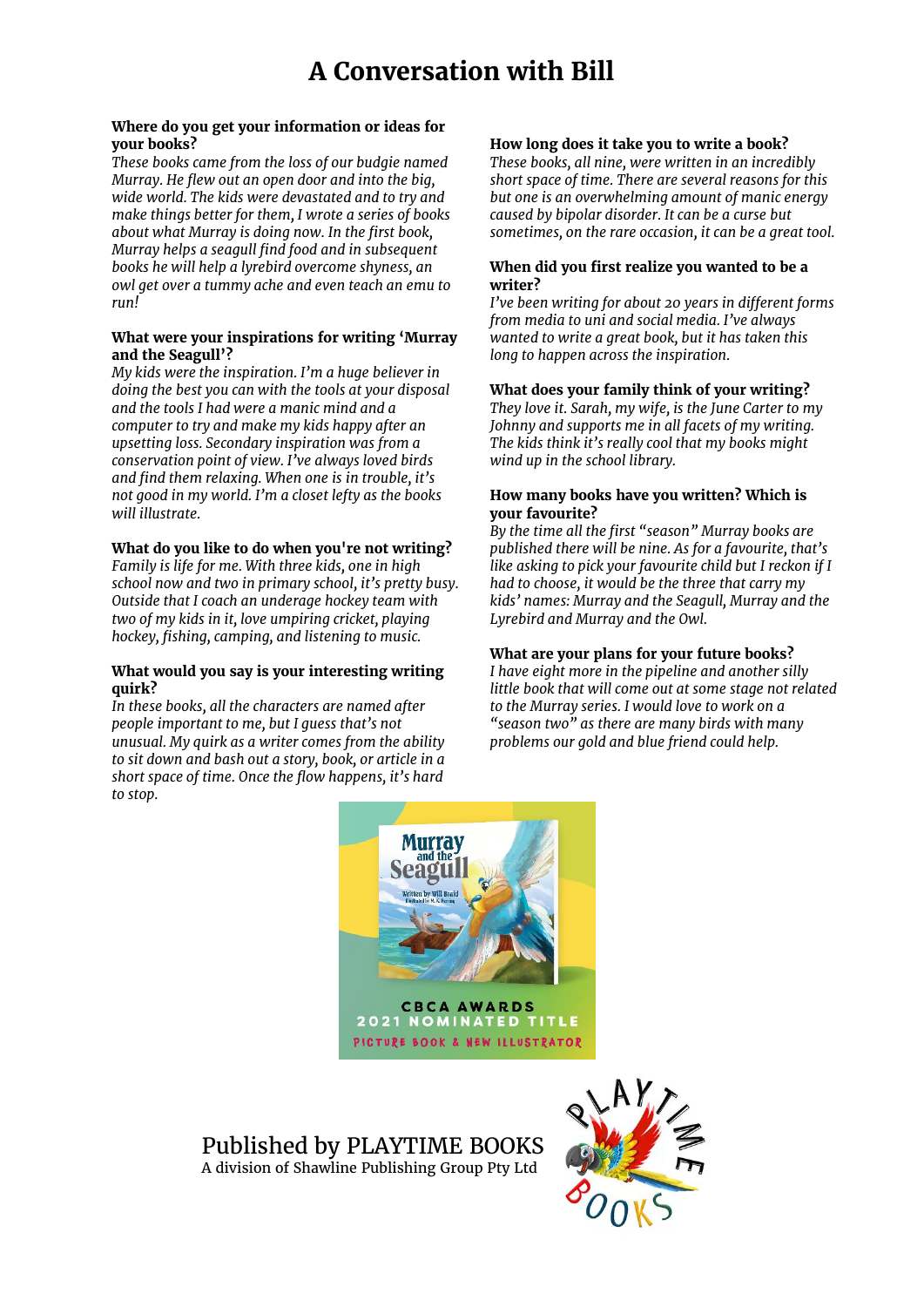# A Conversation with Bill

**Where do you get your information or ideas for your books?**

*These books came from the loss of our budgie named Murray. He flew out an open door and into the big, wide world. The kids were devastated and to try and make things better for them, I wrote a series of books about what Murray is doing now. In the first book, Murray helps a seagull find food and in subsequent books he will help a lyrebird overcome shyness, an owl get over a tummy ache and even teach an emu to run!*

**What were your inspirations for writing 'Murray and the Seagull'?**

*My kids were the inspiration. I'm a huge believer in doing the best you can with the tools at your disposal and the tools I had were a manic mind and a computer to try and make my kids happy after an upsetting loss. Secondary inspiration was from a conservation point of view. I've always loved birds and find them relaxing. When one is in trouble, it's not good in my world. I'm a closet lefty as the books will illustrate.*

**What do you like to do when you're not writing?**

*Family is life for me. With three kids, one in high school now and two in primary school, it's pretty busy. Outside that I coach an underage hockey team with two of my kids in it, love umpiring cricket, playing hockey, fishing, camping, and listening to music.*

**What would you say is your interesting writing quirk?**

*In these books, all the characters are named after people important to me, but I guess that's not unusual. My quirk as a writer comes from the ability to sit down and bash out a story, book, or article in a short space of time. Once the flow happens, it's hard to stop.*

**How long does it take you to write a book?**

*These books, all nine, were written in an incredibly short space of time. There are several reasons for this but one is an overwhelming amount of manic energy caused by bipolar disorder. It can be a curse but sometimes, on the rare occasion, it can be a great tool.*

**When did you first realize you wanted to be a writer?**

*I've been writing for about 20 years in different forms from media to uni and social media. I've always wanted to write a great book, but it has taken this long to happen across the inspiration.*

**What does your family think of your writing?**

*They love it. Sarah, my wife, is the June Carter to my Johnny and supports me in all facets of my writing. The kids think it's really cool that my books might wind up in the school library.*

**How many books have you written? Which is your favourite?**

*By the time all the first "season" Murray books are published there will be nine. As for a favourite, that's like asking to pick your favourite child but I reckon if I had to choose, it would be the three that carry my kids' names: Murray and the Seagull, Murray and the Lyrebird and Murray and the Owl.*

**What are your plans for your future books?**

*I have eight more in the pipeline and another silly little book that will come out at some stage not related to the Murray series. I would love to work on a "season two" as there are many birds with many problems our gold and blue friend could help.*

Murray and the Seagull
Written by Will Bould
Illustrated by M. K. Murray

CBCA AWARDS
2021 NOMINATED TITLE
PICTURE BOOK & NEW ILLUSTRATOR

Published by PLAYTIME BOOKS
A division of Shawline Publishing Group Pty Ltd

PLAYTIME BOOKS